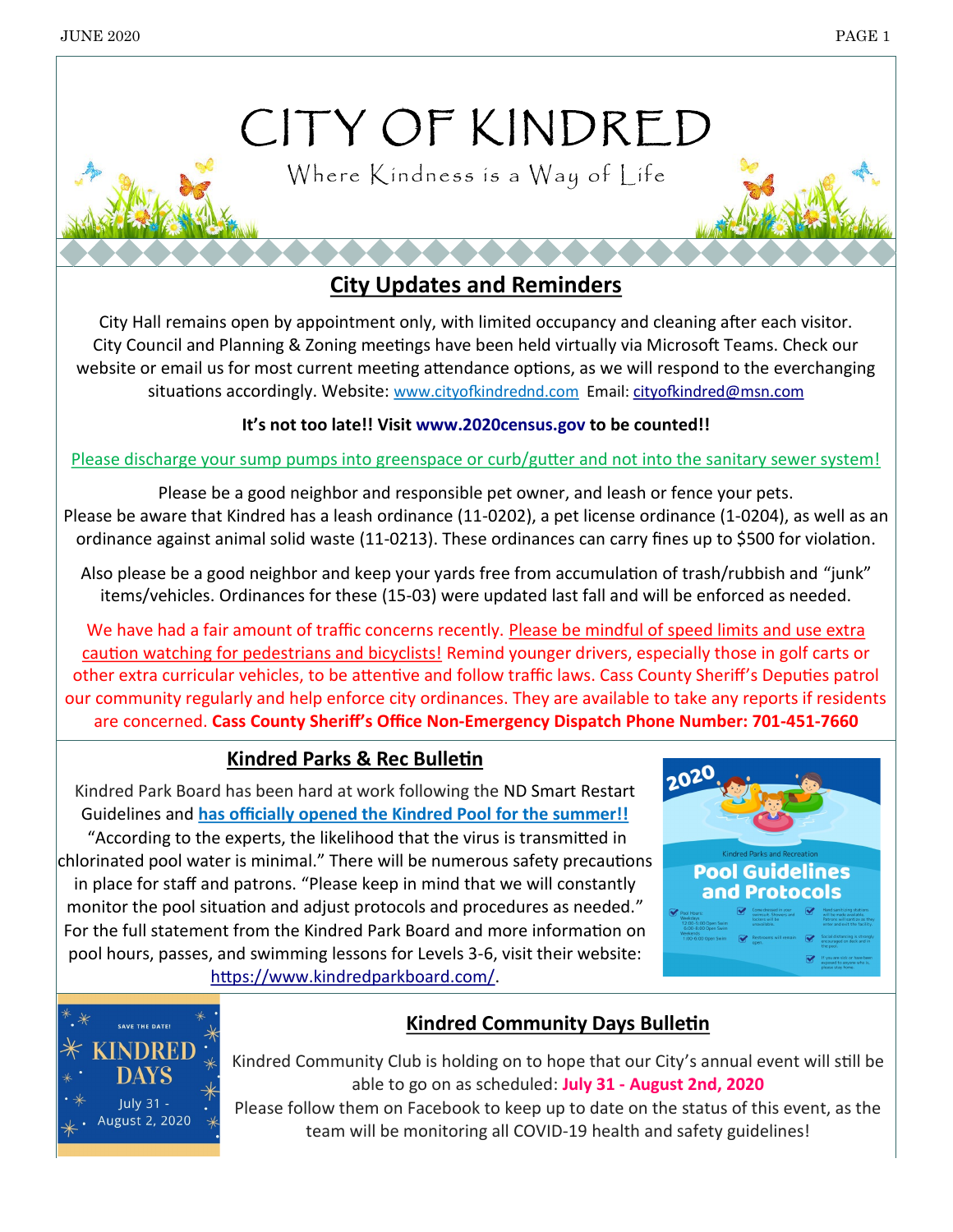# CITY OF KINDRED

Where Kindness is a Way of Life

## City Updates and Reminders

City Hall remains open by appointment only, with limited occupancy and cleaning after each visitor. City Council and Planning & Zoning meetings have been held virtually via Microsoft Teams. Check our website or email us for most current meeting attendance options, as we will respond to the everchanging situations accordingly. Website: www.cityofkindrednd.com Email: cityofkindred@msn.com

**It's not too late!! Visit www.2020census.gov to be counted!!**

Please discharge your sump pumps into greenspace or curb/gutter and not into the sanitary sewer system!

Please be a good neighbor and responsible pet owner, and leash or fence your pets. Please be aware that Kindred has a leash ordinance (11-0202), a pet license ordinance (1-0204), as well as an ordinance against animal solid waste (11-0213). These ordinances can carry fines up to $500 for violation.

Also please be a good neighbor and keep your yards free from accumulation of trash/rubbish and "junk" items/vehicles. Ordinances for these (15-03) were updated last fall and will be enforced as needed.

We have had a fair amount of traffic concerns recently. Please be mindful of speed limits and use extra caution watching for pedestrians and bicyclists! Remind younger drivers, especially those in golf carts or other extra curricular vehicles, to be attentive and follow traffic laws. Cass County Sheriff's Deputies patrol our community regularly and help enforce city ordinances. They are available to take any reports if residents are concerned. **Cass County Sheriff's Office Non-Emergency Dispatch Phone Number: 701-451-7660**

## Kindred Parks & Rec Bulletin

Kindred Park Board has been hard at work following the ND Smart Restart Guidelines and **has officially opened the Kindred Pool for the summer!!** "According to the experts, the likelihood that the virus is transmitted in chlorinated pool water is minimal." There will be numerous safety precautions in place for staff and patrons. "Please keep in mind that we will constantly monitor the pool situation and adjust protocols and procedures as needed." For the full statement from the Kindred Park Board and more information on pool hours, passes, and swimming lessons for Levels 3-6, visit their website: https://www.kindredparkboard.com/.

## Kindred Community Days Bulletin

Kindred Community Club is holding on to hope that our City's annual event will still be able to go on as scheduled: **July 31 - August 2nd, 2020**

Please follow them on Facebook to keep up to date on the status of this event, as the team will be monitoring all COVID-19 health and safety guidelines!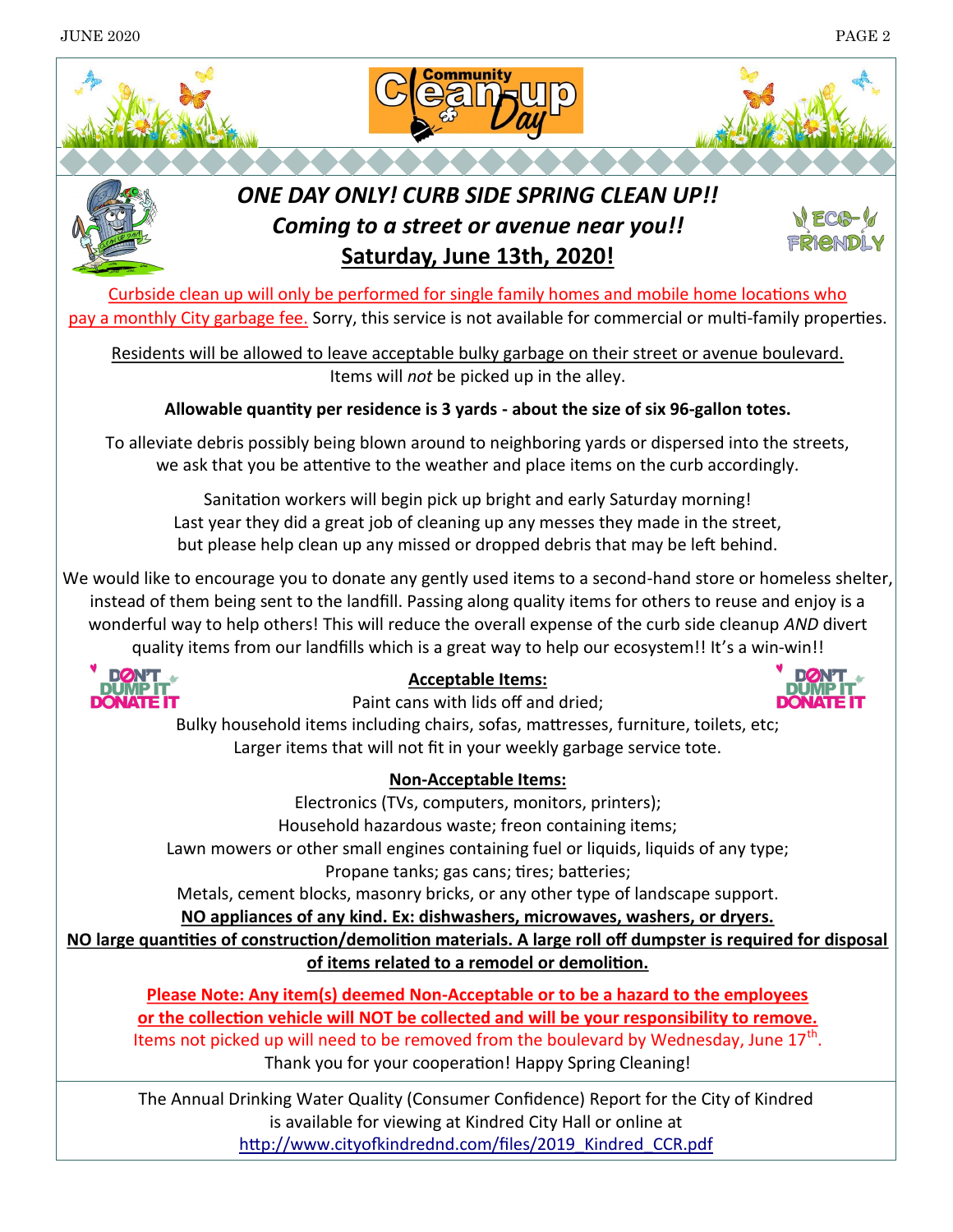# Community Clean-up Day

## *ONE DAY ONLY! CURB SIDE SPRING CLEAN UP!!*

### *Coming to a street or avenue near you!!*

### Saturday, June 13th, 2020!

Curbside clean up will only be performed for single family homes and mobile home locations who pay a monthly City garbage fee. Sorry, this service is not available for commercial or multi-family properties.

Residents will be allowed to leave acceptable bulky garbage on their street or avenue boulevard. Items will *not* be picked up in the alley.

**Allowable quantity per residence is 3 yards - about the size of six 96-gallon totes.**

To alleviate debris possibly being blown around to neighboring yards or dispersed into the streets, we ask that you be attentive to the weather and place items on the curb accordingly.

Sanitation workers will begin pick up bright and early Saturday morning! Last year they did a great job of cleaning up any messes they made in the street, but please help clean up any missed or dropped debris that may be left behind.

We would like to encourage you to donate any gently used items to a second-hand store or homeless shelter, instead of them being sent to the landfill. Passing along quality items for others to reuse and enjoy is a wonderful way to help others! This will reduce the overall expense of the curb side cleanup *AND* divert quality items from our landfills which is a great way to help our ecosystem!! It's a win-win!!

DON'T DUMP IT DONATE IT

**Acceptable Items:**

Paint cans with lids off and dried;
Bulky household items including chairs, sofas, mattresses, furniture, toilets, etc;
Larger items that will not fit in your weekly garbage service tote.

**Non-Acceptable Items:**

Electronics (TVs, computers, monitors, printers);
Household hazardous waste; freon containing items;
Lawn mowers or other small engines containing fuel or liquids, liquids of any type;
Propane tanks; gas cans; tires; batteries;
Metals, cement blocks, masonry bricks, or any other type of landscape support.
**NO appliances of any kind. Ex: dishwashers, microwaves, washers, or dryers.**
**NO large quantities of construction/demolition materials. A large roll off dumpster is required for disposal of items related to a remodel or demolition.**

**Please Note: Any item(s) deemed Non-Acceptable or to be a hazard to the employees or the collection vehicle will NOT be collected and will be your responsibility to remove.**
Items not picked up will need to be removed from the boulevard by Wednesday, June 17th.
Thank you for your cooperation! Happy Spring Cleaning!

---

The Annual Drinking Water Quality (Consumer Confidence) Report for the City of Kindred is available for viewing at Kindred City Hall or online at http://www.cityofkindrednd.com/files/2019_Kindred_CCR.pdf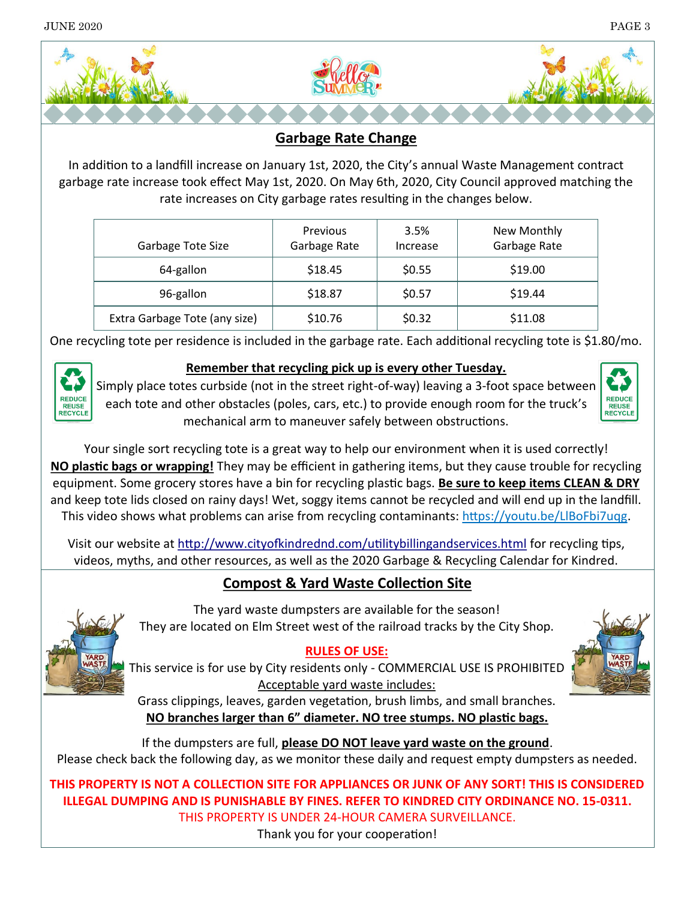## Garbage Rate Change

In addition to a landfill increase on January 1st, 2020, the City's annual Waste Management contract garbage rate increase took effect May 1st, 2020. On May 6th, 2020, City Council approved matching the rate increases on City garbage rates resulting in the changes below.

| Garbage Tote Size | Previous Garbage Rate | 3.5% Increase | New Monthly Garbage Rate |
|---|---|---|---|
| 64-gallon | $18.45 | $0.55 | $19.00 |
| 96-gallon | $18.87 | $0.57 | $19.44 |
| Extra Garbage Tote (any size) | $10.76 | $0.32 | $11.08 |

One recycling tote per residence is included in the garbage rate. Each additional recycling tote is $1.80/mo.

**Remember that recycling pick up is every other Tuesday.**

Simply place totes curbside (not in the street right-of-way) leaving a 3-foot space between each tote and other obstacles (poles, cars, etc.) to provide enough room for the truck's mechanical arm to maneuver safely between obstructions.

Your single sort recycling tote is a great way to help our environment when it is used correctly! **NO plastic bags or wrapping!** They may be efficient in gathering items, but they cause trouble for recycling equipment. Some grocery stores have a bin for recycling plastic bags. **Be sure to keep items CLEAN & DRY** and keep tote lids closed on rainy days! Wet, soggy items cannot be recycled and will end up in the landfill. This video shows what problems can arise from recycling contaminants: https://youtu.be/LlBoFbi7uqg.

Visit our website at http://www.cityofkindrednd.com/utilitybillingandservices.html for recycling tips, videos, myths, and other resources, as well as the 2020 Garbage & Recycling Calendar for Kindred.

## Compost & Yard Waste Collection Site

The yard waste dumpsters are available for the season!
They are located on Elm Street west of the railroad tracks by the City Shop.

**RULES OF USE:**

This service is for use by City residents only - COMMERCIAL USE IS PROHIBITED

Acceptable yard waste includes:

Grass clippings, leaves, garden vegetation, brush limbs, and small branches.

**NO branches larger than 6" diameter. NO tree stumps. NO plastic bags.**

If the dumpsters are full, **please DO NOT leave yard waste on the ground**.
Please check back the following day, as we monitor these daily and request empty dumpsters as needed.

**THIS PROPERTY IS NOT A COLLECTION SITE FOR APPLIANCES OR JUNK OF ANY SORT! THIS IS CONSIDERED ILLEGAL DUMPING AND IS PUNISHABLE BY FINES. REFER TO KINDRED CITY ORDINANCE NO. 15-0311.**

THIS PROPERTY IS UNDER 24-HOUR CAMERA SURVEILLANCE.

Thank you for your cooperation!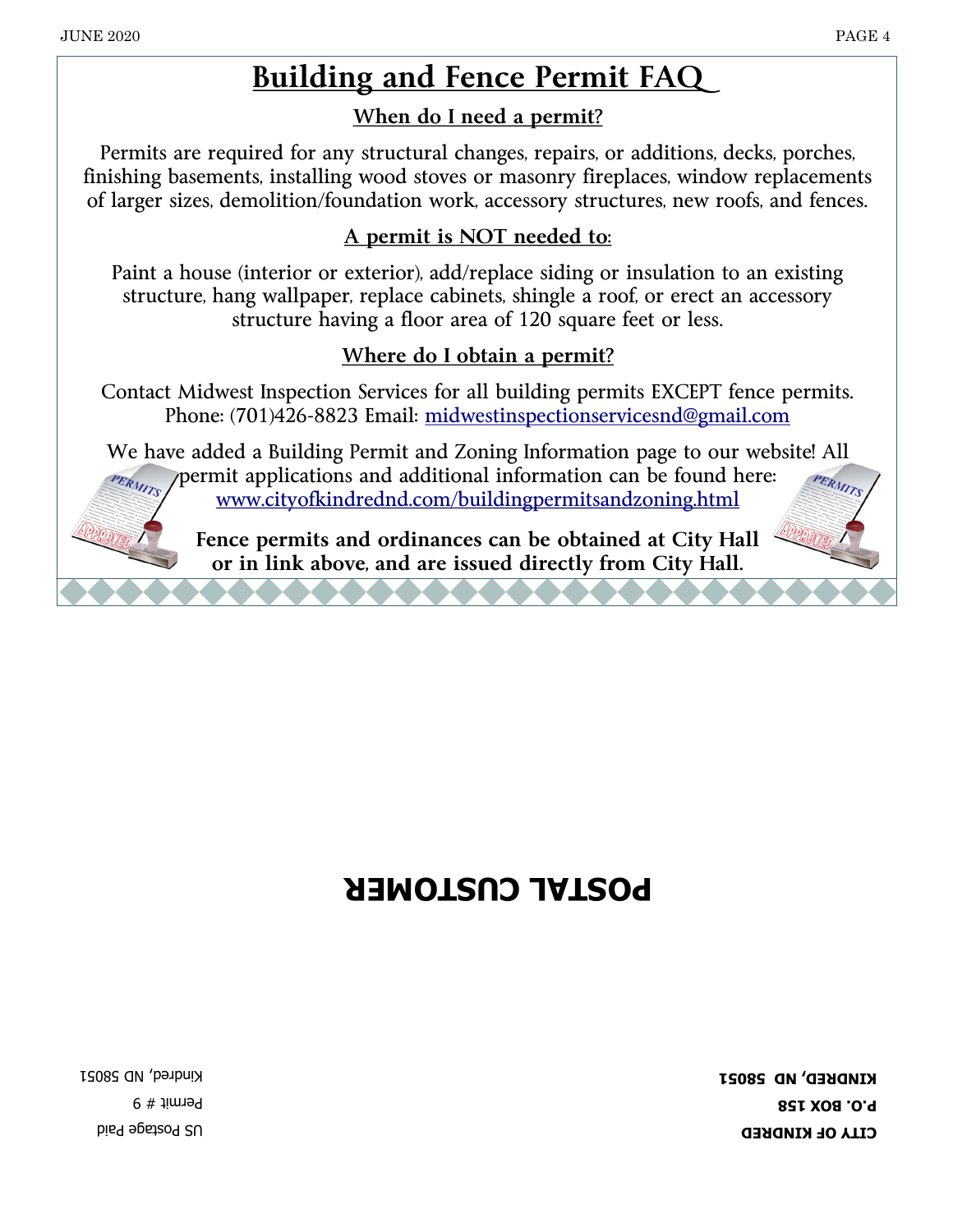# Building and Fence Permit FAQ

## When do I need a permit?

Permits are required for any structural changes, repairs, or additions, decks, porches, finishing basements, installing wood stoves or masonry fireplaces, window replacements of larger sizes, demolition/foundation work, accessory structures, new roofs, and fences.

## A permit is NOT needed to:

Paint a house (interior or exterior), add/replace siding or insulation to an existing structure, hang wallpaper, replace cabinets, shingle a roof, or erect an accessory structure having a floor area of 120 square feet or less.

## Where do I obtain a permit?

Contact Midwest Inspection Services for all building permits EXCEPT fence permits. Phone: (701)426-8823 Email: midwestinspectionservicesnd@gmail.com

We have added a Building Permit and Zoning Information page to our website! All permit applications and additional information can be found here: www.cityofkindrednd.com/buildingpermitsandzoning.html

**Fence permits and ordinances can be obtained at City Hall or in link above, and are issued directly from City Hall.**

**POSTAL CUSTOMER**

**CITY OF KINDRED**
**P.O. BOX 158**
**KINDRED, ND 58051**

US Postage Paid
Permit # 9
Kindred, ND 58051